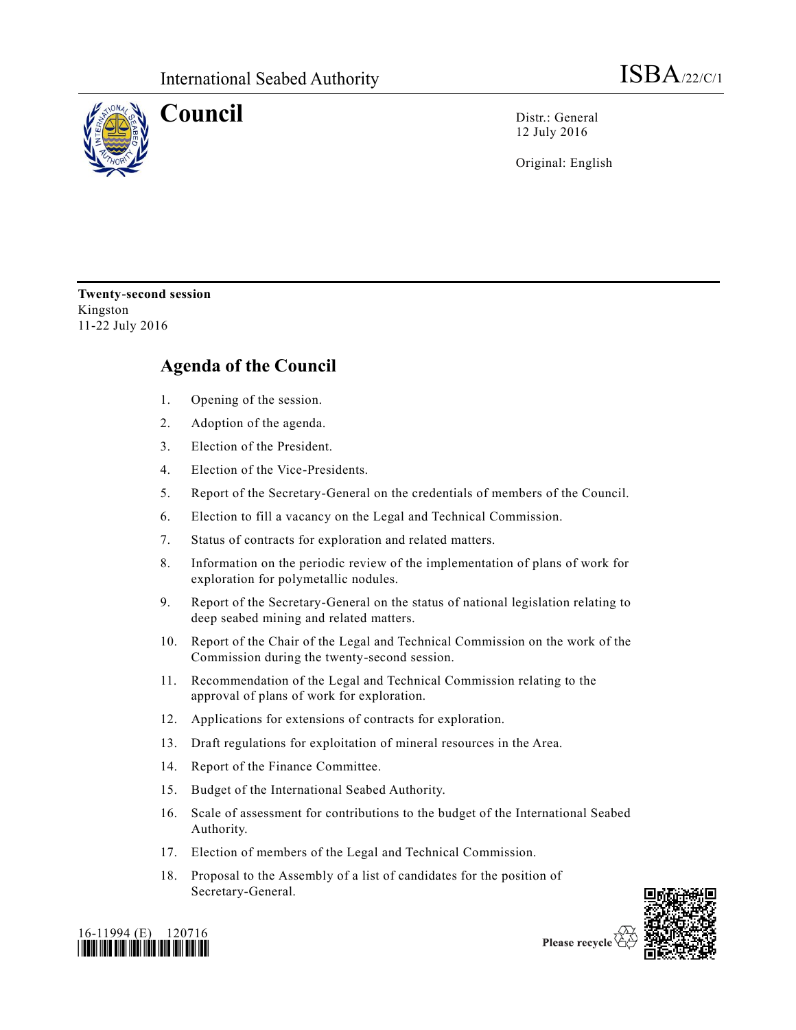International Seabed Authority

ISBA/22/C/1

# Council

Distr.: General
12 July 2016

Original: English

**Twenty-second session**
Kingston
11-22 July 2016

## Agenda of the Council

1. Opening of the session.
2. Adoption of the agenda.
3. Election of the President.
4. Election of the Vice-Presidents.
5. Report of the Secretary-General on the credentials of members of the Council.
6. Election to fill a vacancy on the Legal and Technical Commission.
7. Status of contracts for exploration and related matters.
8. Information on the periodic review of the implementation of plans of work for exploration for polymetallic nodules.
9. Report of the Secretary-General on the status of national legislation relating to deep seabed mining and related matters.
10. Report of the Chair of the Legal and Technical Commission on the work of the Commission during the twenty-second session.
11. Recommendation of the Legal and Technical Commission relating to the approval of plans of work for exploration.
12. Applications for extensions of contracts for exploration.
13. Draft regulations for exploitation of mineral resources in the Area.
14. Report of the Finance Committee.
15. Budget of the International Seabed Authority.
16. Scale of assessment for contributions to the budget of the International Seabed Authority.
17. Election of members of the Legal and Technical Commission.
18. Proposal to the Assembly of a list of candidates for the position of Secretary-General.

16-11994 (E) 120716

Please recycle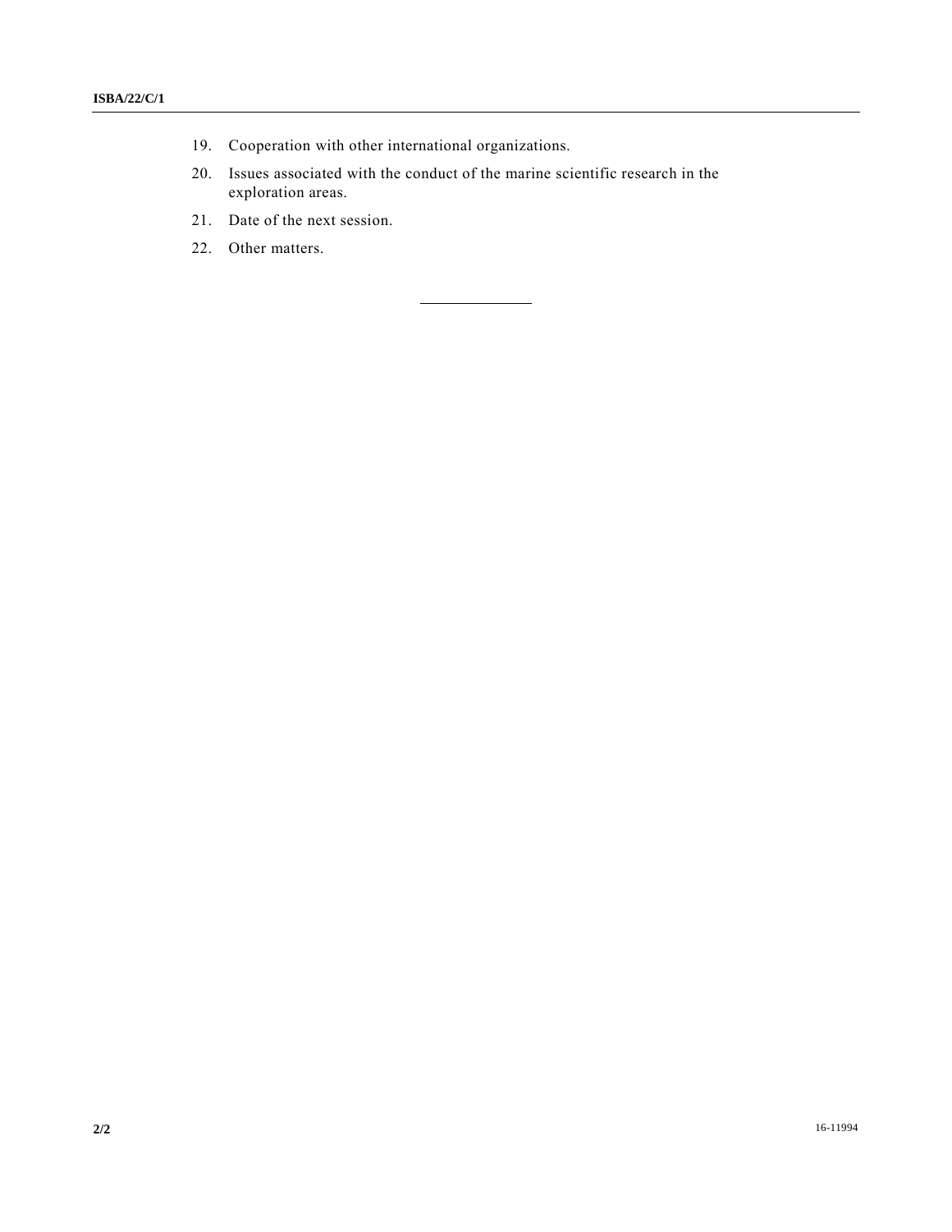19. Cooperation with other international organizations.
20. Issues associated with the conduct of the marine scientific research in the exploration areas.
21. Date of the next session.
22. Other matters.